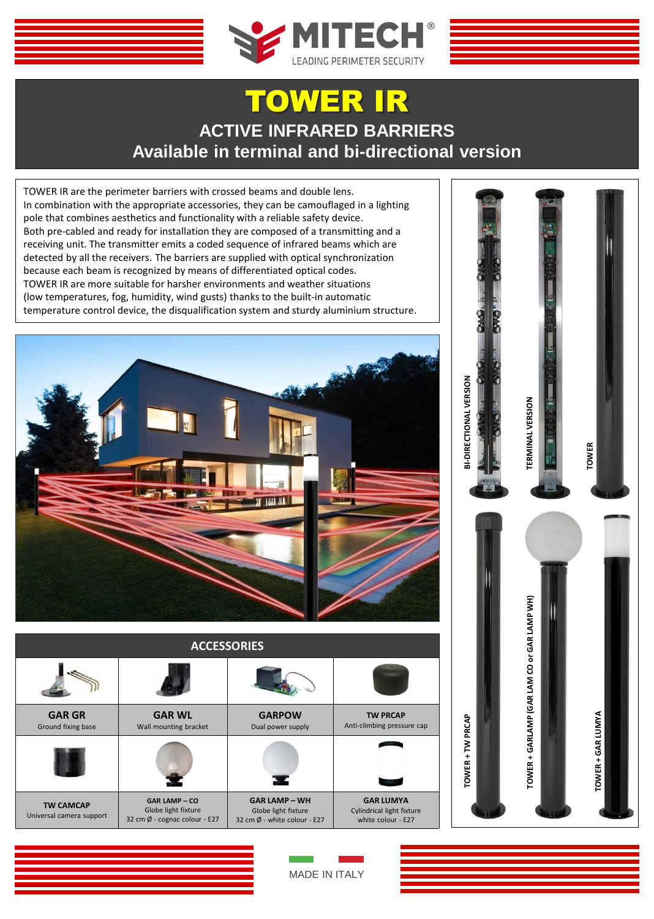# TOWER IR

## ACTIVE INFRARED BARRIERS

## Available in terminal and bi-directional version

TOWER IR are the perimeter barriers with crossed beams and double lens.
In combination with the appropriate accessories, they can be camouflaged in a lighting pole that combines aesthetics and functionality with a reliable safety device.
Both pre-cabled and ready for installation they are composed of a transmitting and a receiving unit. The transmitter emits a coded sequence of infrared beams which are detected by all the receivers. The barriers are supplied with optical synchronization because each beam is recognized by means of differentiated optical codes.
TOWER IR are more suitable for harsher environments and weather situations (low temperatures, fog, humidity, wind gusts) thanks to the built-in automatic temperature control device, the disqualification system and sturdy aluminium structure.

BI-DIRECTIONAL VERSION

TERMINAL VERSION

TOWER

TOWER + TW PRCAP

TOWER + GARLAMP (GAR LAM CO or GAR LAMP WH)

TOWER + GAR LUMYA

## ACCESSORIES

| | | | |
|---|---|---|---|
| **GAR GR**<br>Ground fixing base | **GAR WL**<br>Wall mounting bracket | **GARPOW**<br>Dual power supply | **TW PRCAP**<br>Anti-climbing pressure cap |
| **TW CAMCAP**<br>Universal camera support | **GAR LAMP – CO**<br>Globe light fixture<br>32 cm Ø - cognac colour - E27 | **GAR LAMP – WH**<br>Globe light fixture<br>32 cm Ø - white colour - E27 | **GAR LUMYA**<br>Cylindrical light fixture<br>white colour - E27 |

MADE IN ITALY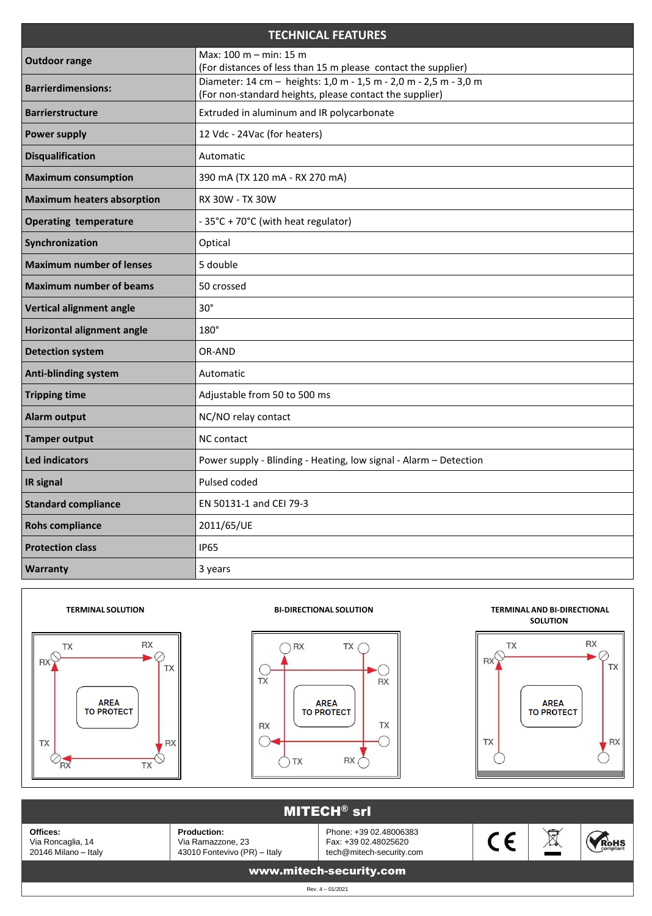| TECHNICAL FEATURES | |
|---|---|
| **Outdoor range** | Max: 100 m – min: 15 m<br>(For distances of less than 15 m please contact the supplier) |
| **Barrierdimensions:** | Diameter: 14 cm – heights: 1,0 m - 1,5 m - 2,0 m - 2,5 m - 3,0 m<br>(For non-standard heights, please contact the supplier) |
| **Barrierstructure** | Extruded in aluminum and IR polycarbonate |
| **Power supply** | 12 Vdc - 24Vac (for heaters) |
| **Disqualification** | Automatic |
| **Maximum consumption** | 390 mA (TX 120 mA - RX 270 mA) |
| **Maximum heaters absorption** | RX 30W - TX 30W |
| **Operating temperature** | - 35°C + 70°C (with heat regulator) |
| **Synchronization** | Optical |
| **Maximum number of lenses** | 5 double |
| **Maximum number of beams** | 50 crossed |
| **Vertical alignment angle** | 30° |
| **Horizontal alignment angle** | 180° |
| **Detection system** | OR-AND |
| **Anti-blinding system** | Automatic |
| **Tripping time** | Adjustable from 50 to 500 ms |
| **Alarm output** | NC/NO relay contact |
| **Tamper output** | NC contact |
| **Led indicators** | Power supply - Blinding - Heating, low signal - Alarm – Detection |
| **IR signal** | Pulsed coded |
| **Standard compliance** | EN 50131-1 and CEI 79-3 |
| **Rohs compliance** | 2011/65/UE |
| **Protection class** | IP65 |
| **Warranty** | 3 years |

**TERMINAL SOLUTION**

TX RX RX TX AREA TO PROTECT TX RX RX TX

**BI-DIRECTIONAL SOLUTION**

RX TX TX RX AREA TO PROTECT RX TX TX RX

**TERMINAL AND BI-DIRECTIONAL SOLUTION**

TX RX RX TX AREA TO PROTECT TX RX

## MITECH® srl

| | | |
|---|---|---|
| **Offices:**<br>Via Roncaglia, 14<br>20146 Milano – Italy | **Production:**<br>Via Ramazzone, 23<br>43010 Fontevivo (PR) – Italy | Phone: +39 02.48006383<br>Fax: +39 02.48025620<br>tech@mitech-security.com |

**www.mitech-security.com**

Rev. 4 – 01/2021